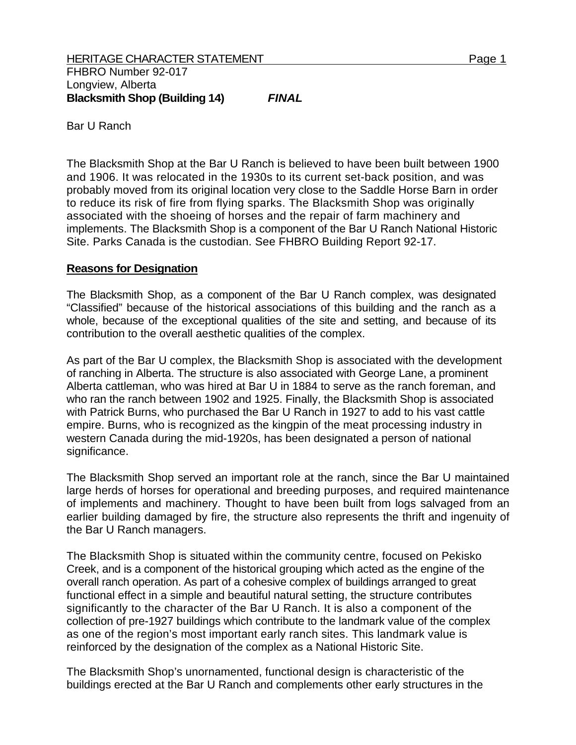HERITAGE CHARACTER STATEMENT

FHBRO Number 92-017
Longview, Alberta
**Blacksmith Shop (Building 14)** ***FINAL***

Bar U Ranch

The Blacksmith Shop at the Bar U Ranch is believed to have been built between 1900 and 1906. It was relocated in the 1930s to its current set-back position, and was probably moved from its original location very close to the Saddle Horse Barn in order to reduce its risk of fire from flying sparks. The Blacksmith Shop was originally associated with the shoeing of horses and the repair of farm machinery and implements. The Blacksmith Shop is a component of the Bar U Ranch National Historic Site. Parks Canada is the custodian. See FHBRO Building Report 92-17.

**Reasons for Designation**

The Blacksmith Shop, as a component of the Bar U Ranch complex, was designated "Classified" because of the historical associations of this building and the ranch as a whole, because of the exceptional qualities of the site and setting, and because of its contribution to the overall aesthetic qualities of the complex.

As part of the Bar U complex, the Blacksmith Shop is associated with the development of ranching in Alberta. The structure is also associated with George Lane, a prominent Alberta cattleman, who was hired at Bar U in 1884 to serve as the ranch foreman, and who ran the ranch between 1902 and 1925. Finally, the Blacksmith Shop is associated with Patrick Burns, who purchased the Bar U Ranch in 1927 to add to his vast cattle empire. Burns, who is recognized as the kingpin of the meat processing industry in western Canada during the mid-1920s, has been designated a person of national significance.

The Blacksmith Shop served an important role at the ranch, since the Bar U maintained large herds of horses for operational and breeding purposes, and required maintenance of implements and machinery. Thought to have been built from logs salvaged from an earlier building damaged by fire, the structure also represents the thrift and ingenuity of the Bar U Ranch managers.

The Blacksmith Shop is situated within the community centre, focused on Pekisko Creek, and is a component of the historical grouping which acted as the engine of the overall ranch operation. As part of a cohesive complex of buildings arranged to great functional effect in a simple and beautiful natural setting, the structure contributes significantly to the character of the Bar U Ranch. It is also a component of the collection of pre-1927 buildings which contribute to the landmark value of the complex as one of the region's most important early ranch sites. This landmark value is reinforced by the designation of the complex as a National Historic Site.

The Blacksmith Shop's unornamented, functional design is characteristic of the buildings erected at the Bar U Ranch and complements other early structures in the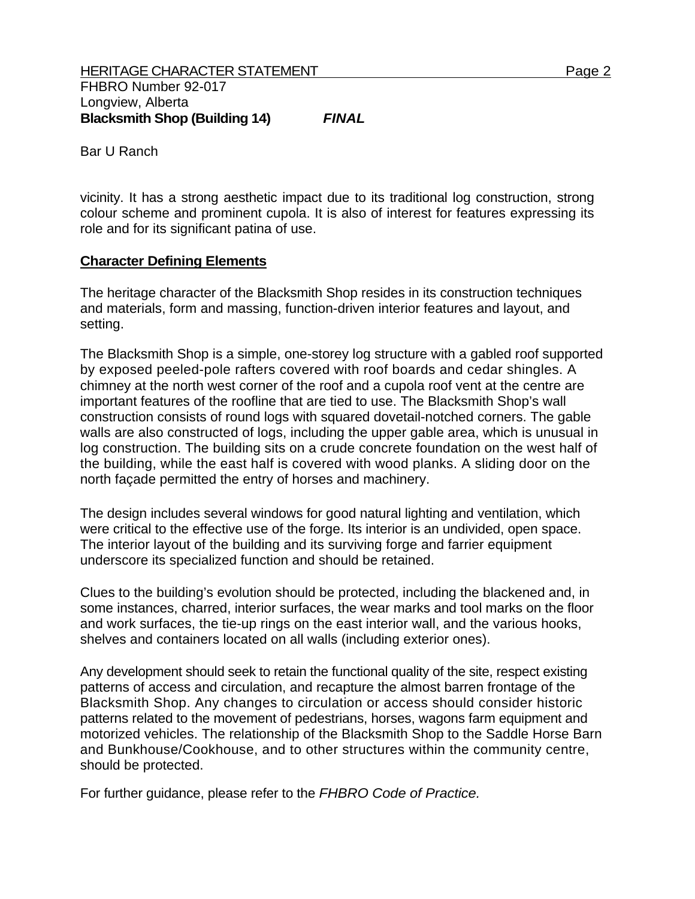vicinity. It has a strong aesthetic impact due to its traditional log construction, strong colour scheme and prominent cupola. It is also of interest for features expressing its role and for its significant patina of use.

## Character Defining Elements

The heritage character of the Blacksmith Shop resides in its construction techniques and materials, form and massing, function-driven interior features and layout, and setting.

The Blacksmith Shop is a simple, one-storey log structure with a gabled roof supported by exposed peeled-pole rafters covered with roof boards and cedar shingles. A chimney at the north west corner of the roof and a cupola roof vent at the centre are important features of the roofline that are tied to use. The Blacksmith Shop's wall construction consists of round logs with squared dovetail-notched corners. The gable walls are also constructed of logs, including the upper gable area, which is unusual in log construction. The building sits on a crude concrete foundation on the west half of the building, while the east half is covered with wood planks. A sliding door on the north façade permitted the entry of horses and machinery.

The design includes several windows for good natural lighting and ventilation, which were critical to the effective use of the forge. Its interior is an undivided, open space. The interior layout of the building and its surviving forge and farrier equipment underscore its specialized function and should be retained.

Clues to the building's evolution should be protected, including the blackened and, in some instances, charred, interior surfaces, the wear marks and tool marks on the floor and work surfaces, the tie-up rings on the east interior wall, and the various hooks, shelves and containers located on all walls (including exterior ones).

Any development should seek to retain the functional quality of the site, respect existing patterns of access and circulation, and recapture the almost barren frontage of the Blacksmith Shop. Any changes to circulation or access should consider historic patterns related to the movement of pedestrians, horses, wagons farm equipment and motorized vehicles. The relationship of the Blacksmith Shop to the Saddle Horse Barn and Bunkhouse/Cookhouse, and to other structures within the community centre, should be protected.

For further guidance, please refer to the *FHBRO Code of Practice.*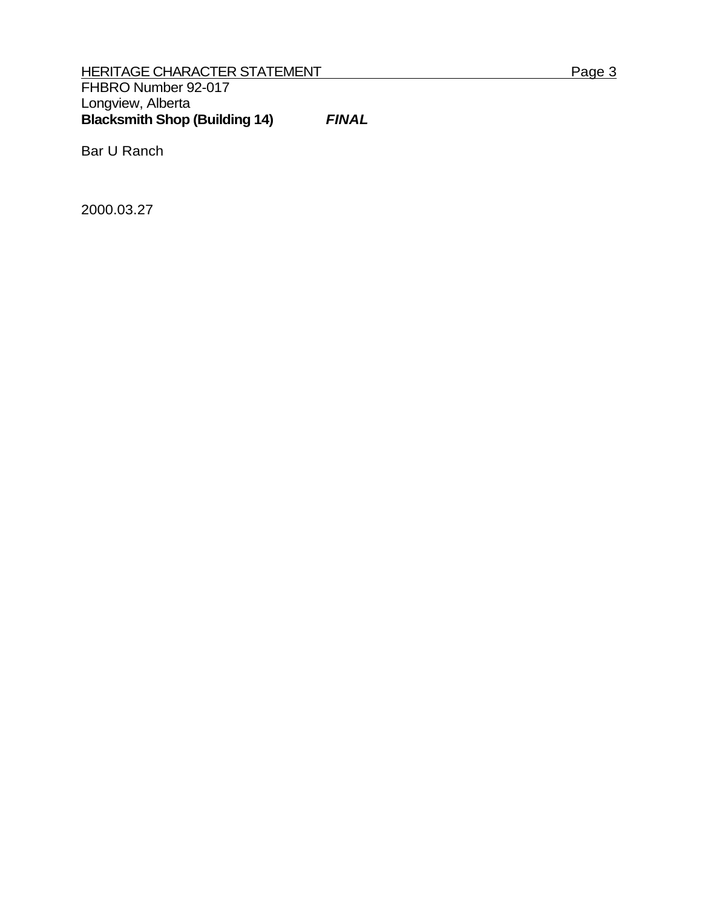Bar U Ranch

2000.03.27